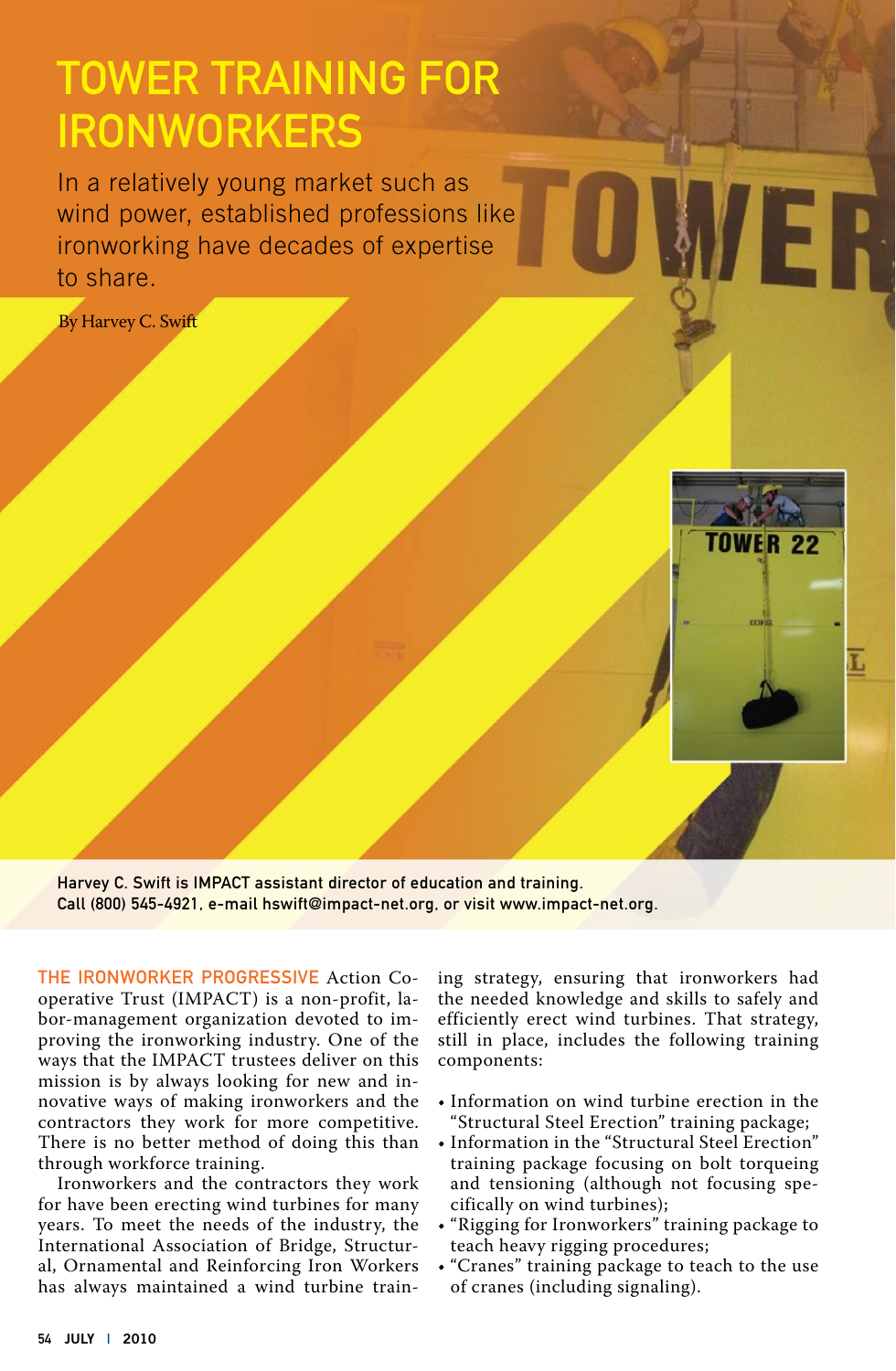# TOWER TRAINING FOR IRONWORKERS

In a relatively young market such as wind power, established professions like ironworking have decades of expertise to share.

By Harvey C. Swift

**Harvey C. Swift is IMPACT assistant director of education and training. Call (800) 545-4921, e-mail hswift@impact-net.org, or visit www.impact-net.org.**

THE IRONWORKER PROGRESSIVE Action Cooperative Trust (IMPACT) is a non-profit, labor-management organization devoted to improving the ironworking industry. One of the ways that the IMPACT trustees deliver on this mission is by always looking for new and innovative ways of making ironworkers and the contractors they work for more competitive. There is no better method of doing this than through workforce training.

Ironworkers and the contractors they work for have been erecting wind turbines for many years. To meet the needs of the industry, the International Association of Bridge, Structural, Ornamental and Reinforcing Iron Workers has always maintained a wind turbine training strategy, ensuring that ironworkers had the needed knowledge and skills to safely and efficiently erect wind turbines. That strategy, still in place, includes the following training components:

- Information on wind turbine erection in the "Structural Steel Erection" training package;
- Information in the "Structural Steel Erection" training package focusing on bolt torqueing and tensioning (although not focusing specifically on wind turbines);
- "Rigging for Ironworkers" training package to teach heavy rigging procedures;
- "Cranes" training package to teach to the use of cranes (including signaling).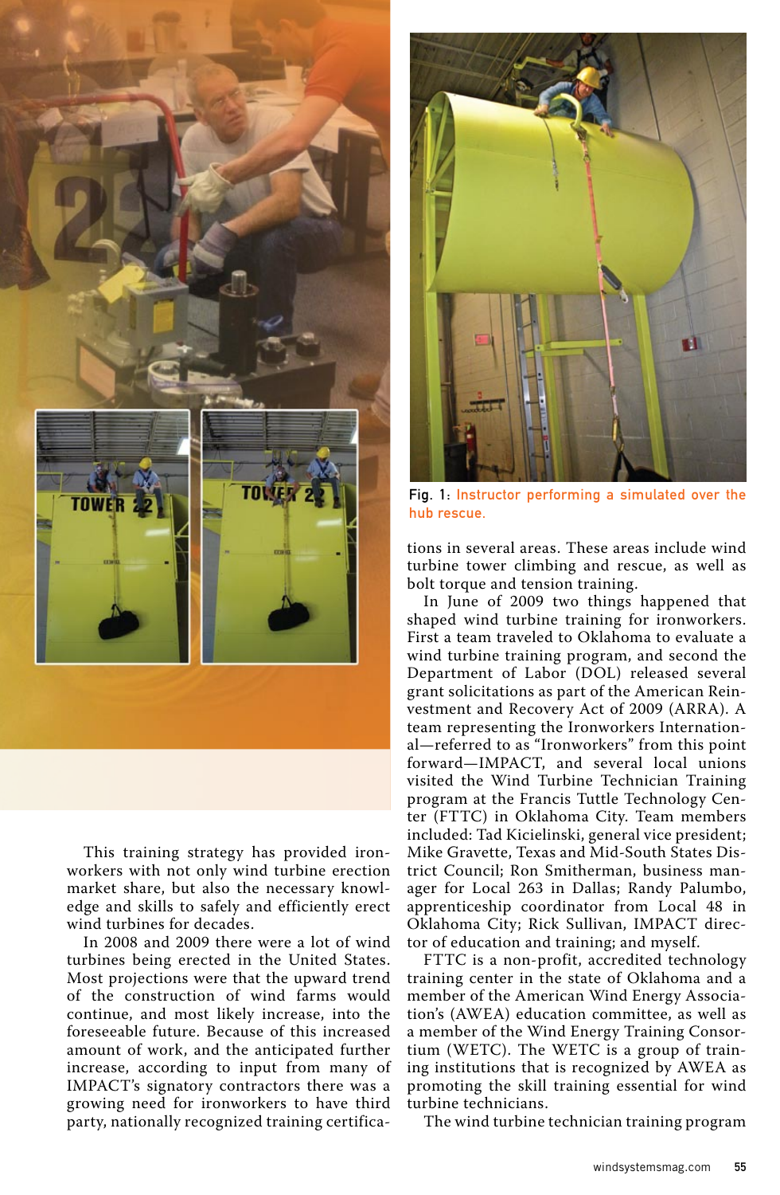Fig. 1: Instructor performing a simulated over the hub rescue.

This training strategy has provided ironworkers with not only wind turbine erection market share, but also the necessary knowledge and skills to safely and efficiently erect wind turbines for decades.

In 2008 and 2009 there were a lot of wind turbines being erected in the United States. Most projections were that the upward trend of the construction of wind farms would continue, and most likely increase, into the foreseeable future. Because of this increased amount of work, and the anticipated further increase, according to input from many of IMPACT's signatory contractors there was a growing need for ironworkers to have third party, nationally recognized training certifications in several areas. These areas include wind turbine tower climbing and rescue, as well as bolt torque and tension training.

In June of 2009 two things happened that shaped wind turbine training for ironworkers. First a team traveled to Oklahoma to evaluate a wind turbine training program, and second the Department of Labor (DOL) released several grant solicitations as part of the American Reinvestment and Recovery Act of 2009 (ARRA). A team representing the Ironworkers International—referred to as "Ironworkers" from this point forward—IMPACT, and several local unions visited the Wind Turbine Technician Training program at the Francis Tuttle Technology Center (FTTC) in Oklahoma City. Team members included: Tad Kicielinski, general vice president; Mike Gravette, Texas and Mid-South States District Council; Ron Smitherman, business manager for Local 263 in Dallas; Randy Palumbo, apprenticeship coordinator from Local 48 in Oklahoma City; Rick Sullivan, IMPACT director of education and training; and myself.

FTTC is a non-profit, accredited technology training center in the state of Oklahoma and a member of the American Wind Energy Association's (AWEA) education committee, as well as a member of the Wind Energy Training Consortium (WETC). The WETC is a group of training institutions that is recognized by AWEA as promoting the skill training essential for wind turbine technicians.

The wind turbine technician training program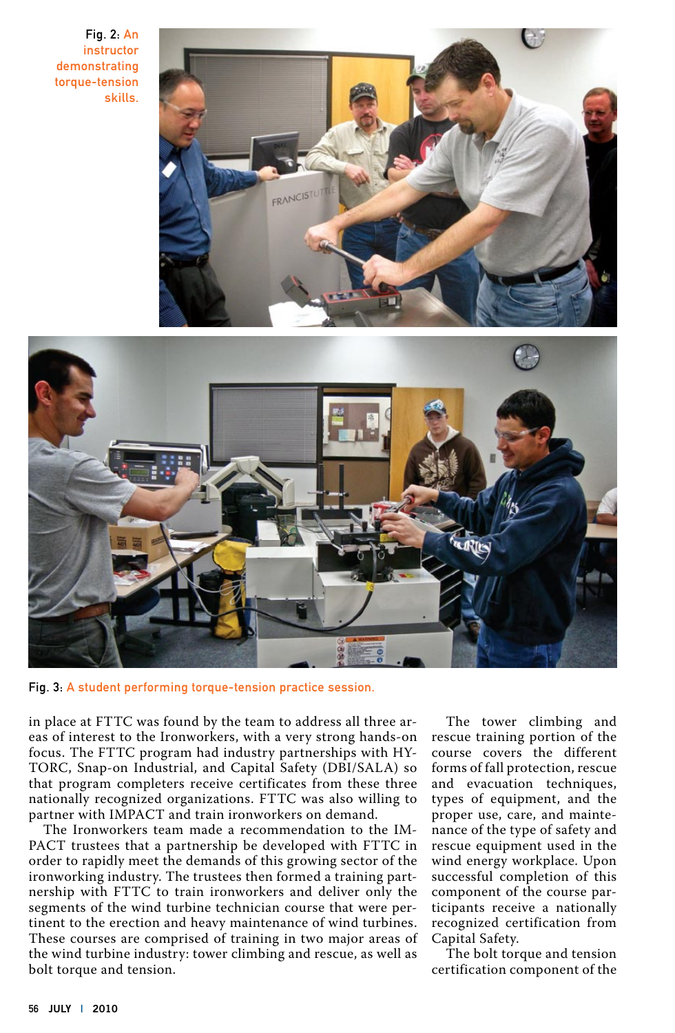Fig. 2: An instructor demonstrating torque-tension skills.

Fig. 3: A student performing torque-tension practice session.

in place at FTTC was found by the team to address all three areas of interest to the Ironworkers, with a very strong hands-on focus. The FTTC program had industry partnerships with HYTORC, Snap-on Industrial, and Capital Safety (DBI/SALA) so that program completers receive certificates from these three nationally recognized organizations. FTTC was also willing to partner with IMPACT and train ironworkers on demand.

The Ironworkers team made a recommendation to the IMPACT trustees that a partnership be developed with FTTC in order to rapidly meet the demands of this growing sector of the ironworking industry. The trustees then formed a training partnership with FTTC to train ironworkers and deliver only the segments of the wind turbine technician course that were pertinent to the erection and heavy maintenance of wind turbines. These courses are comprised of training in two major areas of the wind turbine industry: tower climbing and rescue, as well as bolt torque and tension.

The tower climbing and rescue training portion of the course covers the different forms of fall protection, rescue and evacuation techniques, types of equipment, and the proper use, care, and maintenance of the type of safety and rescue equipment used in the wind energy workplace. Upon successful completion of this component of the course participants receive a nationally recognized certification from Capital Safety.

The bolt torque and tension certification component of the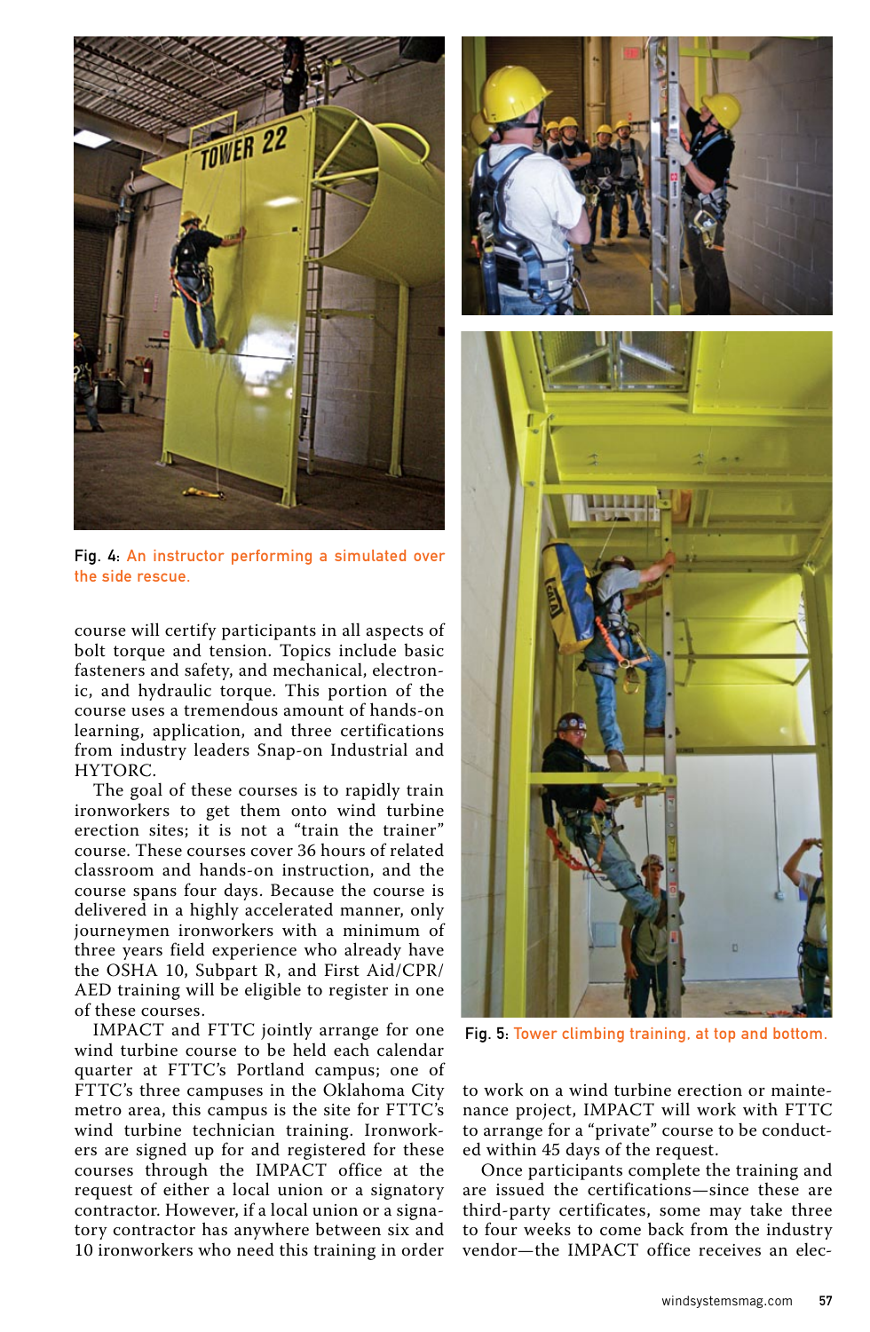Fig. 4: An instructor performing a simulated over the side rescue.

course will certify participants in all aspects of bolt torque and tension. Topics include basic fasteners and safety, and mechanical, electronic, and hydraulic torque. This portion of the course uses a tremendous amount of hands-on learning, application, and three certifications from industry leaders Snap-on Industrial and HYTORC.

The goal of these courses is to rapidly train ironworkers to get them onto wind turbine erection sites; it is not a "train the trainer" course. These courses cover 36 hours of related classroom and hands-on instruction, and the course spans four days. Because the course is delivered in a highly accelerated manner, only journeymen ironworkers with a minimum of three years field experience who already have the OSHA 10, Subpart R, and First Aid/CPR/AED training will be eligible to register in one of these courses.

IMPACT and FTTC jointly arrange for one wind turbine course to be held each calendar quarter at FTTC's Portland campus; one of FTTC's three campuses in the Oklahoma City metro area, this campus is the site for FTTC's wind turbine technician training. Ironworkers are signed up for and registered for these courses through the IMPACT office at the request of either a local union or a signatory contractor. However, if a local union or a signatory contractor has anywhere between six and 10 ironworkers who need this training in order to work on a wind turbine erection or maintenance project, IMPACT will work with FTTC to arrange for a "private" course to be conducted within 45 days of the request.

Once participants complete the training and are issued the certifications—since these are third-party certificates, some may take three to four weeks to come back from the industry vendor—the IMPACT office receives an elec-

Fig. 5: Tower climbing training, at top and bottom.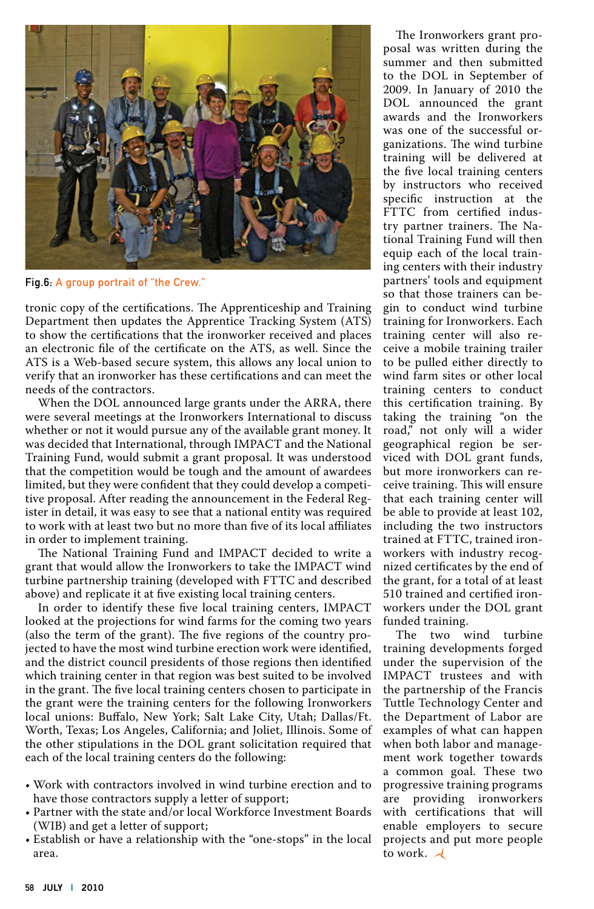Fig.6: A group portrait of "the Crew."

tronic copy of the certifications. The Apprenticeship and Training Department then updates the Apprentice Tracking System (ATS) to show the certifications that the ironworker received and places an electronic file of the certificate on the ATS, as well. Since the ATS is a Web-based secure system, this allows any local union to verify that an ironworker has these certifications and can meet the needs of the contractors.

When the DOL announced large grants under the ARRA, there were several meetings at the Ironworkers International to discuss whether or not it would pursue any of the available grant money. It was decided that International, through IMPACT and the National Training Fund, would submit a grant proposal. It was understood that the competition would be tough and the amount of awardees limited, but they were confident that they could develop a competitive proposal. After reading the announcement in the Federal Register in detail, it was easy to see that a national entity was required to work with at least two but no more than five of its local affiliates in order to implement training.

The National Training Fund and IMPACT decided to write a grant that would allow the Ironworkers to take the IMPACT wind turbine partnership training (developed with FTTC and described above) and replicate it at five existing local training centers.

In order to identify these five local training centers, IMPACT looked at the projections for wind farms for the coming two years (also the term of the grant). The five regions of the country projected to have the most wind turbine erection work were identified, and the district council presidents of those regions then identified which training center in that region was best suited to be involved in the grant. The five local training centers chosen to participate in the grant were the training centers for the following Ironworkers local unions: Buffalo, New York; Salt Lake City, Utah; Dallas/Ft. Worth, Texas; Los Angeles, California; and Joliet, Illinois. Some of the other stipulations in the DOL grant solicitation required that each of the local training centers do the following:

- Work with contractors involved in wind turbine erection and to have those contractors supply a letter of support;
- Partner with the state and/or local Workforce Investment Boards (WIB) and get a letter of support;
- Establish or have a relationship with the "one-stops" in the local area.

The Ironworkers grant proposal was written during the summer and then submitted to the DOL in September of 2009. In January of 2010 the DOL announced the grant awards and the Ironworkers was one of the successful organizations. The wind turbine training will be delivered at the five local training centers by instructors who received specific instruction at the FTTC from certified industry partner trainers. The National Training Fund will then equip each of the local training centers with their industry partners' tools and equipment so that those trainers can begin to conduct wind turbine training for Ironworkers. Each training center will also receive a mobile training trailer to be pulled either directly to wind farm sites or other local training centers to conduct this certification training. By taking the training "on the road," not only will a wider geographical region be serviced with DOL grant funds, but more ironworkers can receive training. This will ensure that each training center will be able to provide at least 102, including the two instructors trained at FTTC, trained ironworkers with industry recognized certificates by the end of the grant, for a total of at least 510 trained and certified ironworkers under the DOL grant funded training.

The two wind turbine training developments forged under the supervision of the IMPACT trustees and with the partnership of the Francis Tuttle Technology Center and the Department of Labor are examples of what can happen when both labor and management work together towards a common goal. These two progressive training programs are providing ironworkers with certifications that will enable employers to secure projects and put more people to work.